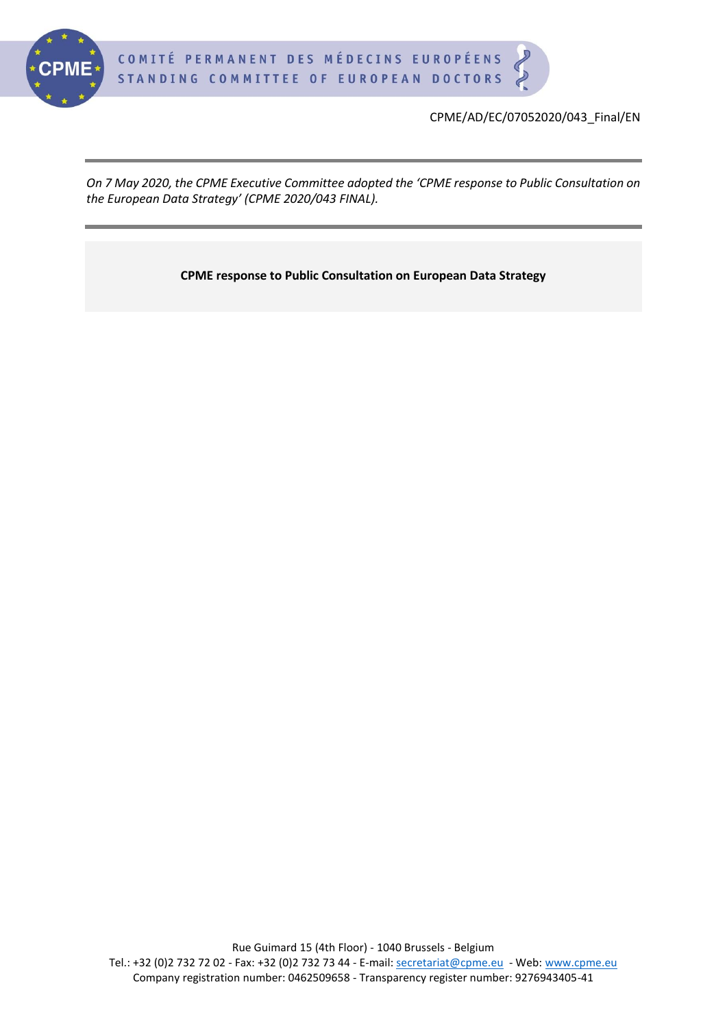CPME/AD/EC/07052020/043_Final/EN

*On 7 May 2020, the CPME Executive Committee adopted the 'CPME response to Public Consultation on the European Data Strategy' (CPME 2020/043 FINAL).*

**CPME response to Public Consultation on European Data Strategy**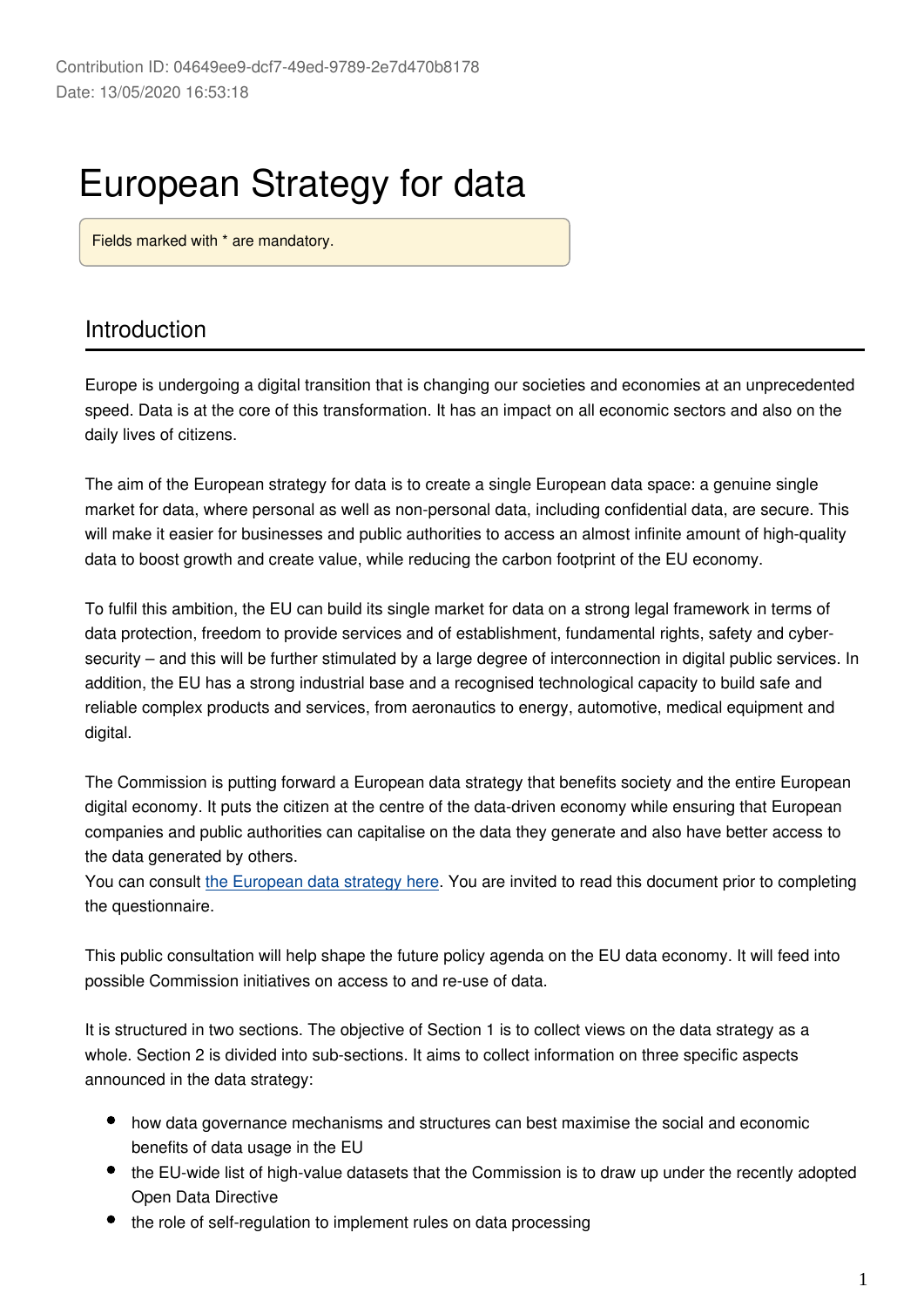Contribution ID: 04649ee9-dcf7-49ed-9789-2e7d470b8178
Date: 13/05/2020 16:53:18

# European Strategy for data

Fields marked with * are mandatory.

## Introduction

Europe is undergoing a digital transition that is changing our societies and economies at an unprecedented speed. Data is at the core of this transformation. It has an impact on all economic sectors and also on the daily lives of citizens.

The aim of the European strategy for data is to create a single European data space: a genuine single market for data, where personal as well as non-personal data, including confidential data, are secure. This will make it easier for businesses and public authorities to access an almost infinite amount of high-quality data to boost growth and create value, while reducing the carbon footprint of the EU economy.

To fulfil this ambition, the EU can build its single market for data on a strong legal framework in terms of data protection, freedom to provide services and of establishment, fundamental rights, safety and cyber-security – and this will be further stimulated by a large degree of interconnection in digital public services. In addition, the EU has a strong industrial base and a recognised technological capacity to build safe and reliable complex products and services, from aeronautics to energy, automotive, medical equipment and digital.

The Commission is putting forward a European data strategy that benefits society and the entire European digital economy. It puts the citizen at the centre of the data-driven economy while ensuring that European companies and public authorities can capitalise on the data they generate and also have better access to the data generated by others.
You can consult [the European data strategy here](). You are invited to read this document prior to completing the questionnaire.

This public consultation will help shape the future policy agenda on the EU data economy. It will feed into possible Commission initiatives on access to and re-use of data.

It is structured in two sections. The objective of Section 1 is to collect views on the data strategy as a whole. Section 2 is divided into sub-sections. It aims to collect information on three specific aspects announced in the data strategy:

- how data governance mechanisms and structures can best maximise the social and economic benefits of data usage in the EU
- the EU-wide list of high-value datasets that the Commission is to draw up under the recently adopted Open Data Directive
- the role of self-regulation to implement rules on data processing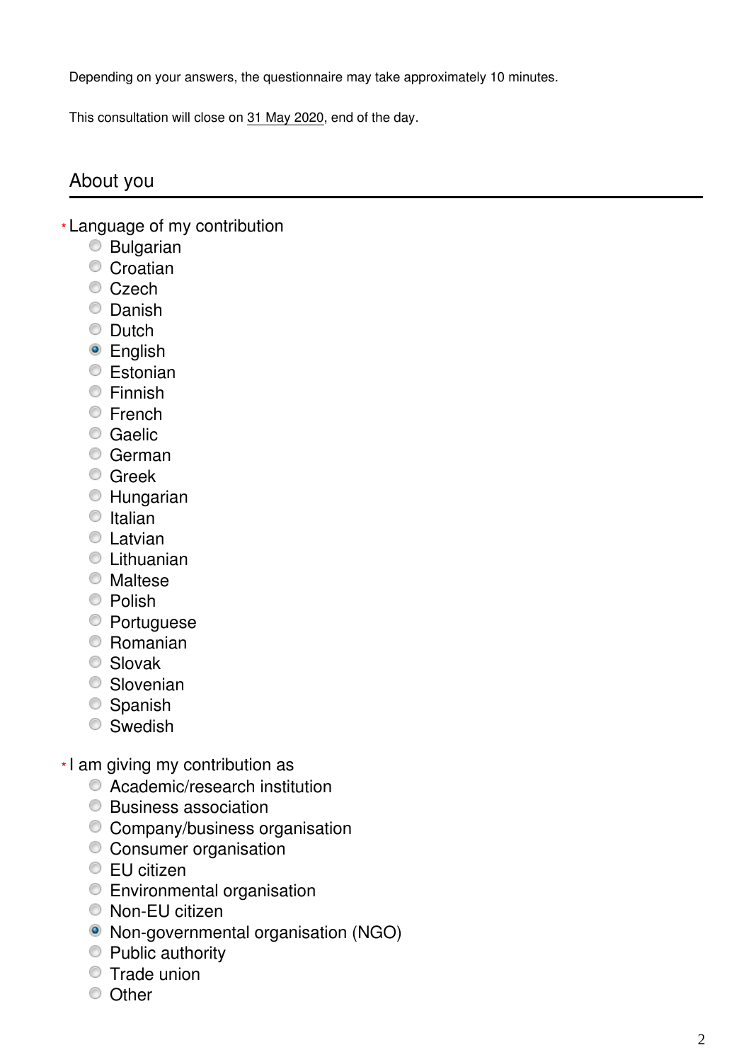Depending on your answers, the questionnaire may take approximately 10 minutes.

This consultation will close on 31 May 2020, end of the day.

## About you

\* Language of my contribution

- ○ Bulgarian
- ○ Croatian
- ○ Czech
- ○ Danish
- ○ Dutch
- ● English
- ○ Estonian
- ○ Finnish
- ○ French
- ○ Gaelic
- ○ German
- ○ Greek
- ○ Hungarian
- ○ Italian
- ○ Latvian
- ○ Lithuanian
- ○ Maltese
- ○ Polish
- ○ Portuguese
- ○ Romanian
- ○ Slovak
- ○ Slovenian
- ○ Spanish
- ○ Swedish

\* I am giving my contribution as

- ○ Academic/research institution
- ○ Business association
- ○ Company/business organisation
- ○ Consumer organisation
- ○ EU citizen
- ○ Environmental organisation
- ○ Non-EU citizen
- ● Non-governmental organisation (NGO)
- ○ Public authority
- ○ Trade union
- ○ Other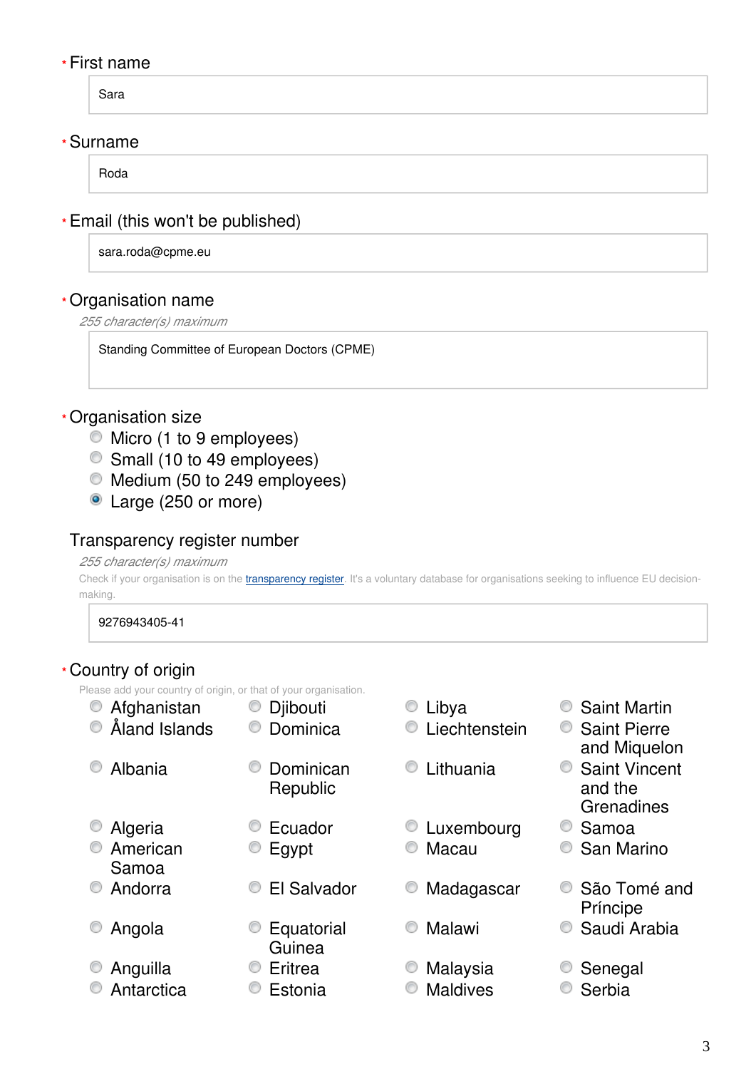* First name

Sara

* Surname

Roda

* Email (this won't be published)

sara.roda@cpme.eu

* Organisation name

*255 character(s) maximum*

Standing Committee of European Doctors (CPME)

* Organisation size

- Micro (1 to 9 employees)
- Small (10 to 49 employees)
- Medium (50 to 249 employees)
- [x] Large (250 or more)

Transparency register number

*255 character(s) maximum*

Check if your organisation is on the transparency register. It's a voluntary database for organisations seeking to influence EU decision-making.

9276943405-41

* Country of origin

Please add your country of origin, or that of your organisation.

- Afghanistan
- Åland Islands
- Albania
- Algeria
- American Samoa
- Andorra
- Angola
- Anguilla
- Antarctica
- Djibouti
- Dominica
- Dominican Republic
- Ecuador
- Egypt
- El Salvador
- Equatorial Guinea
- Eritrea
- Estonia
- Libya
- Liechtenstein
- Lithuania
- Luxembourg
- Macau
- Madagascar
- Malawi
- Malaysia
- Maldives
- Saint Martin
- Saint Pierre and Miquelon
- Saint Vincent and the Grenadines
- Samoa
- San Marino
- São Tomé and Príncipe
- Saudi Arabia
- Senegal
- Serbia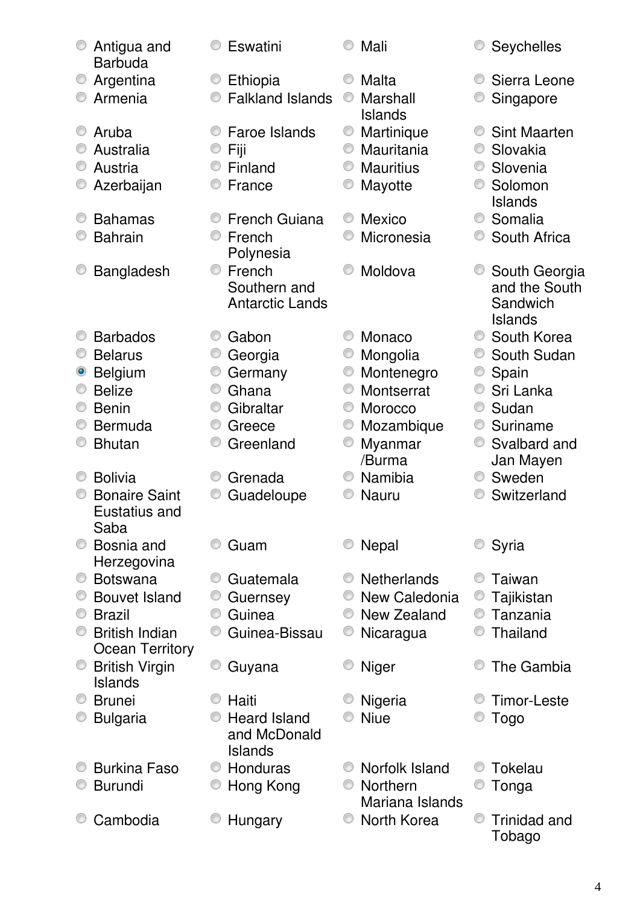- ( ) Antigua and Barbuda
- ( ) Argentina
- ( ) Armenia
- ( ) Aruba
- ( ) Australia
- ( ) Austria
- ( ) Azerbaijan
- ( ) Bahamas
- ( ) Bahrain
- ( ) Bangladesh
- ( ) Barbados
- ( ) Belarus
- (x) Belgium
- ( ) Belize
- ( ) Benin
- ( ) Bermuda
- ( ) Bhutan
- ( ) Bolivia
- ( ) Bonaire Saint Eustatius and Saba
- ( ) Bosnia and Herzegovina
- ( ) Botswana
- ( ) Bouvet Island
- ( ) Brazil
- ( ) British Indian Ocean Territory
- ( ) British Virgin Islands
- ( ) Brunei
- ( ) Bulgaria
- ( ) Burkina Faso
- ( ) Burundi
- ( ) Cambodia
- ( ) Eswatini
- ( ) Ethiopia
- ( ) Falkland Islands
- ( ) Faroe Islands
- ( ) Fiji
- ( ) Finland
- ( ) France
- ( ) French Guiana
- ( ) French Polynesia
- ( ) French Southern and Antarctic Lands
- ( ) Gabon
- ( ) Georgia
- ( ) Germany
- ( ) Ghana
- ( ) Gibraltar
- ( ) Greece
- ( ) Greenland
- ( ) Grenada
- ( ) Guadeloupe
- ( ) Guam
- ( ) Guatemala
- ( ) Guernsey
- ( ) Guinea
- ( ) Guinea-Bissau
- ( ) Guyana
- ( ) Haiti
- ( ) Heard Island and McDonald Islands
- ( ) Honduras
- ( ) Hong Kong
- ( ) Hungary
- ( ) Mali
- ( ) Malta
- ( ) Marshall Islands
- ( ) Martinique
- ( ) Mauritania
- ( ) Mauritius
- ( ) Mayotte
- ( ) Mexico
- ( ) Micronesia
- ( ) Moldova
- ( ) Monaco
- ( ) Mongolia
- ( ) Montenegro
- ( ) Montserrat
- ( ) Morocco
- ( ) Mozambique
- ( ) Myanmar /Burma
- ( ) Namibia
- ( ) Nauru
- ( ) Nepal
- ( ) Netherlands
- ( ) New Caledonia
- ( ) New Zealand
- ( ) Nicaragua
- ( ) Niger
- ( ) Nigeria
- ( ) Niue
- ( ) Norfolk Island
- ( ) Northern Mariana Islands
- ( ) North Korea
- ( ) Seychelles
- ( ) Sierra Leone
- ( ) Singapore
- ( ) Sint Maarten
- ( ) Slovakia
- ( ) Slovenia
- ( ) Solomon Islands
- ( ) Somalia
- ( ) South Africa
- ( ) South Georgia and the South Sandwich Islands
- ( ) South Korea
- ( ) South Sudan
- ( ) Spain
- ( ) Sri Lanka
- ( ) Sudan
- ( ) Suriname
- ( ) Svalbard and Jan Mayen
- ( ) Sweden
- ( ) Switzerland
- ( ) Syria
- ( ) Taiwan
- ( ) Tajikistan
- ( ) Tanzania
- ( ) Thailand
- ( ) The Gambia
- ( ) Timor-Leste
- ( ) Togo
- ( ) Tokelau
- ( ) Tonga
- ( ) Trinidad and Tobago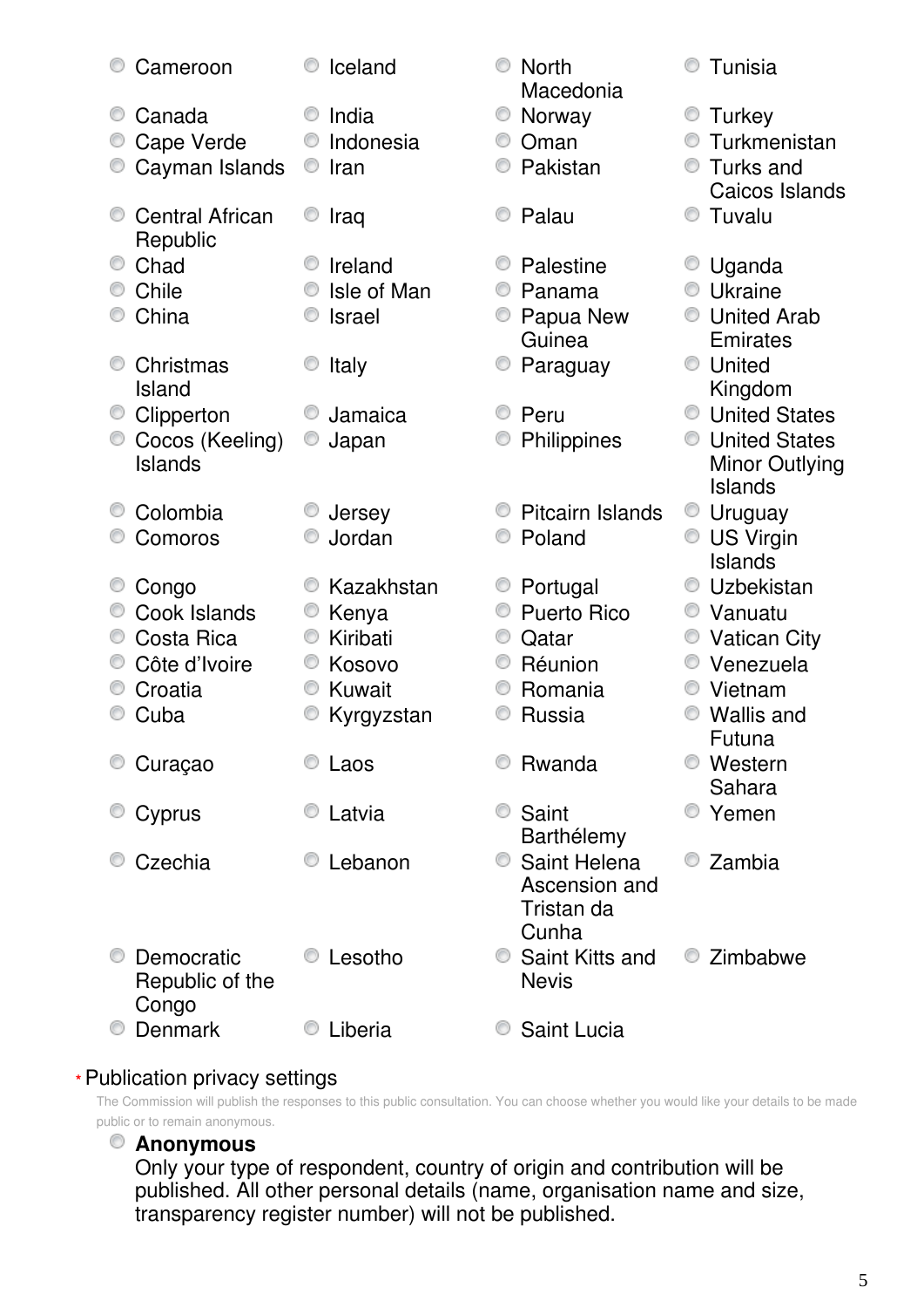- Cameroon
- Canada
- Cape Verde
- Cayman Islands
- Central African Republic
- Chad
- Chile
- China
- Christmas Island
- Clipperton
- Cocos (Keeling) Islands
- Colombia
- Comoros
- Congo
- Cook Islands
- Costa Rica
- Côte d’Ivoire
- Croatia
- Cuba
- Curaçao
- Cyprus
- Czechia
- Democratic Republic of the Congo
- Denmark
- Iceland
- India
- Indonesia
- Iran
- Iraq
- Ireland
- Isle of Man
- Israel
- Italy
- Jamaica
- Japan
- Jersey
- Jordan
- Kazakhstan
- Kenya
- Kiribati
- Kosovo
- Kuwait
- Kyrgyzstan
- Laos
- Latvia
- Lebanon
- Lesotho
- Liberia
- North Macedonia
- Norway
- Oman
- Pakistan
- Palau
- Palestine
- Panama
- Papua New Guinea
- Paraguay
- Peru
- Philippines
- Pitcairn Islands
- Poland
- Portugal
- Puerto Rico
- Qatar
- Réunion
- Romania
- Russia
- Rwanda
- Saint Barthélemy
- Saint Helena Ascension and Tristan da Cunha
- Saint Kitts and Nevis
- Saint Lucia
- Tunisia
- Turkey
- Turkmenistan
- Turks and Caicos Islands
- Tuvalu
- Uganda
- Ukraine
- United Arab Emirates
- United Kingdom
- United States
- United States Minor Outlying Islands
- Uruguay
- US Virgin Islands
- Uzbekistan
- Vanuatu
- Vatican City
- Venezuela
- Vietnam
- Wallis and Futuna
- Western Sahara
- Yemen
- Zambia
- Zimbabwe

* Publication privacy settings

The Commission will publish the responses to this public consultation. You can choose whether you would like your details to be made public or to remain anonymous.

- **Anonymous**
  Only your type of respondent, country of origin and contribution will be published. All other personal details (name, organisation name and size, transparency register number) will not be published.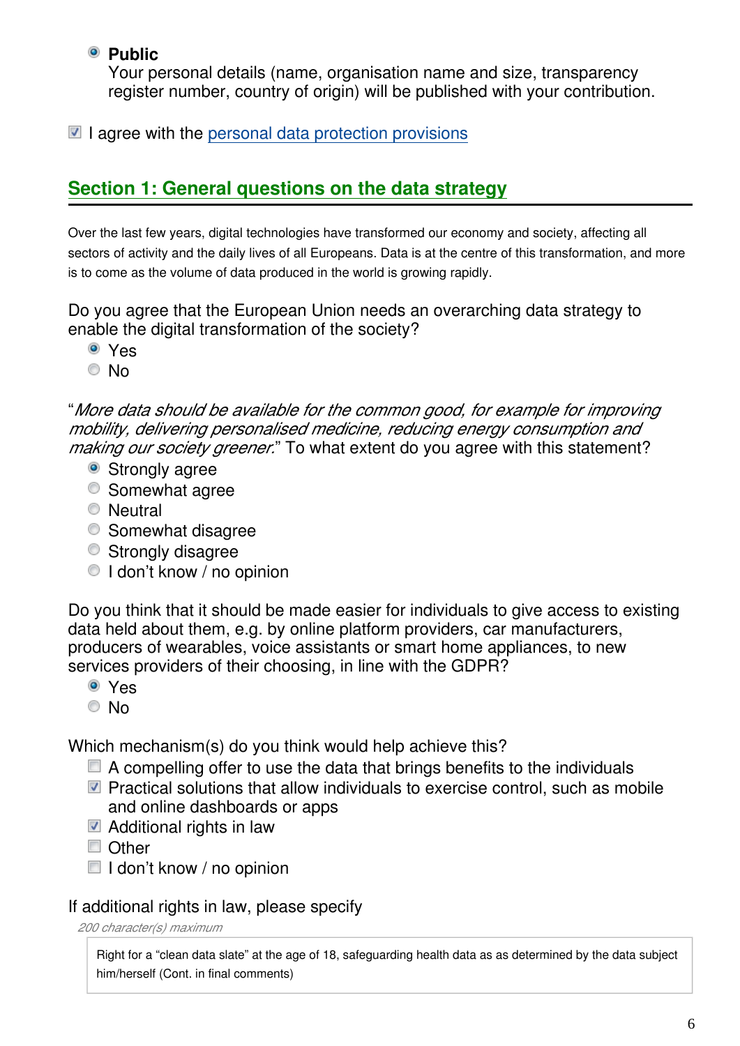- ◉ **Public**
  Your personal details (name, organisation name and size, transparency register number, country of origin) will be published with your contribution.

☑ I agree with the personal data protection provisions

## Section 1: General questions on the data strategy

Over the last few years, digital technologies have transformed our economy and society, affecting all sectors of activity and the daily lives of all Europeans. Data is at the centre of this transformation, and more is to come as the volume of data produced in the world is growing rapidly.

Do you agree that the European Union needs an overarching data strategy to enable the digital transformation of the society?

- ◉ Yes
- ○ No

"*More data should be available for the common good, for example for improving mobility, delivering personalised medicine, reducing energy consumption and making our society greener.*" To what extent do you agree with this statement?

- ◉ Strongly agree
- ○ Somewhat agree
- ○ Neutral
- ○ Somewhat disagree
- ○ Strongly disagree
- ○ I don't know / no opinion

Do you think that it should be made easier for individuals to give access to existing data held about them, e.g. by online platform providers, car manufacturers, producers of wearables, voice assistants or smart home appliances, to new services providers of their choosing, in line with the GDPR?

- ◉ Yes
- ○ No

Which mechanism(s) do you think would help achieve this?

- ☐ A compelling offer to use the data that brings benefits to the individuals
- ☑ Practical solutions that allow individuals to exercise control, such as mobile and online dashboards or apps
- ☑ Additional rights in law
- ☐ Other
- ☐ I don't know / no opinion

If additional rights in law, please specify

*200 character(s) maximum*

> Right for a "clean data slate" at the age of 18, safeguarding health data as as determined by the data subject him/herself (Cont. in final comments)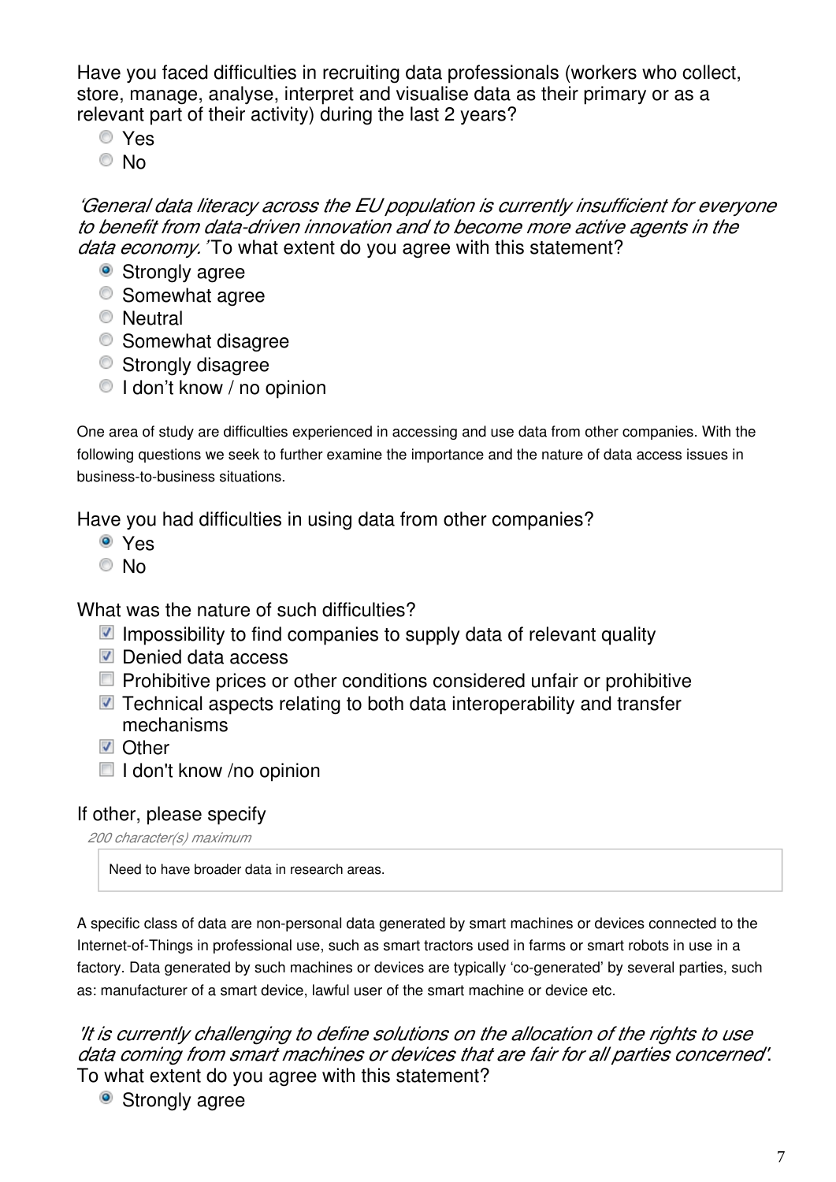Have you faced difficulties in recruiting data professionals (workers who collect, store, manage, analyse, interpret and visualise data as their primary or as a relevant part of their activity) during the last 2 years?

- ○ Yes
- ○ No

*'General data literacy across the EU population is currently insufficient for everyone to benefit from data-driven innovation and to become more active agents in the data economy.'* To what extent do you agree with this statement?

- ◉ Strongly agree
- ○ Somewhat agree
- ○ Neutral
- ○ Somewhat disagree
- ○ Strongly disagree
- ○ I don't know / no opinion

One area of study are difficulties experienced in accessing and use data from other companies. With the following questions we seek to further examine the importance and the nature of data access issues in business-to-business situations.

Have you had difficulties in using data from other companies?

- ◉ Yes
- ○ No

What was the nature of such difficulties?

- [x] Impossibility to find companies to supply data of relevant quality
- [x] Denied data access
- [ ] Prohibitive prices or other conditions considered unfair or prohibitive
- [x] Technical aspects relating to both data interoperability and transfer mechanisms
- [x] Other
- [ ] I don't know /no opinion

If other, please specify

*200 character(s) maximum*

Need to have broader data in research areas.

A specific class of data are non-personal data generated by smart machines or devices connected to the Internet-of-Things in professional use, such as smart tractors used in farms or smart robots in use in a factory. Data generated by such machines or devices are typically 'co-generated' by several parties, such as: manufacturer of a smart device, lawful user of the smart machine or device etc.

*'It is currently challenging to define solutions on the allocation of the rights to use data coming from smart machines or devices that are fair for all parties concerned'.* To what extent do you agree with this statement?

- ◉ Strongly agree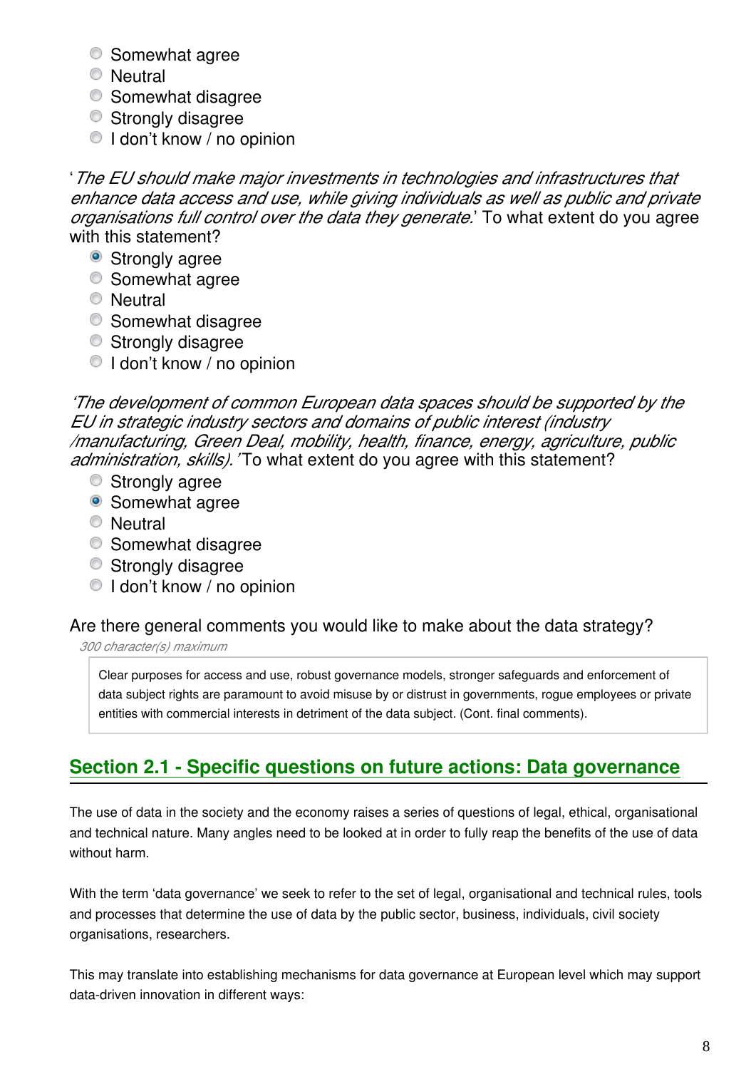- Somewhat agree
- Neutral
- Somewhat disagree
- Strongly disagree
- I don't know / no opinion

'*The EU should make major investments in technologies and infrastructures that enhance data access and use, while giving individuals as well as public and private organisations full control over the data they generate.*' To what extent do you agree with this statement?

- [x] Strongly agree
- [ ] Somewhat agree
- [ ] Neutral
- [ ] Somewhat disagree
- [ ] Strongly disagree
- [ ] I don't know / no opinion

*'The development of common European data spaces should be supported by the EU in strategic industry sectors and domains of public interest (industry /manufacturing, Green Deal, mobility, health, finance, energy, agriculture, public administration, skills).'* To what extent do you agree with this statement?

- [ ] Strongly agree
- [x] Somewhat agree
- [ ] Neutral
- [ ] Somewhat disagree
- [ ] Strongly disagree
- [ ] I don't know / no opinion

Are there general comments you would like to make about the data strategy?

*300 character(s) maximum*

> Clear purposes for access and use, robust governance models, stronger safeguards and enforcement of data subject rights are paramount to avoid misuse by or distrust in governments, rogue employees or private entities with commercial interests in detriment of the data subject. (Cont. final comments).

## Section 2.1 - Specific questions on future actions: Data governance

The use of data in the society and the economy raises a series of questions of legal, ethical, organisational and technical nature. Many angles need to be looked at in order to fully reap the benefits of the use of data without harm.

With the term 'data governance' we seek to refer to the set of legal, organisational and technical rules, tools and processes that determine the use of data by the public sector, business, individuals, civil society organisations, researchers.

This may translate into establishing mechanisms for data governance at European level which may support data-driven innovation in different ways: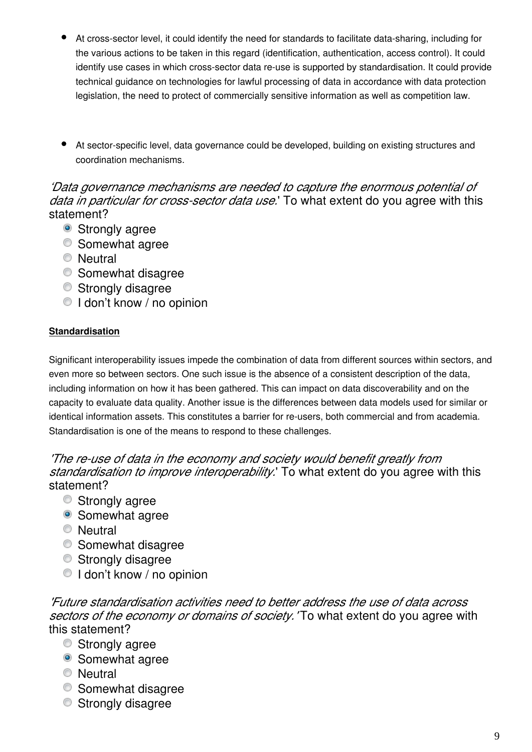- At cross-sector level, it could identify the need for standards to facilitate data-sharing, including for the various actions to be taken in this regard (identification, authentication, access control). It could identify use cases in which cross-sector data re-use is supported by standardisation. It could provide technical guidance on technologies for lawful processing of data in accordance with data protection legislation, the need to protect of commercially sensitive information as well as competition law.

- At sector-specific level, data governance could be developed, building on existing structures and coordination mechanisms.

*'Data governance mechanisms are needed to capture the enormous potential of data in particular for cross-sector data use.'* To what extent do you agree with this statement?

- (x) Strongly agree
- ( ) Somewhat agree
- ( ) Neutral
- ( ) Somewhat disagree
- ( ) Strongly disagree
- ( ) I don't know / no opinion

**Standardisation**

Significant interoperability issues impede the combination of data from different sources within sectors, and even more so between sectors. One such issue is the absence of a consistent description of the data, including information on how it has been gathered. This can impact on data discoverability and on the capacity to evaluate data quality. Another issue is the differences between data models used for similar or identical information assets. This constitutes a barrier for re-users, both commercial and from academia. Standardisation is one of the means to respond to these challenges.

*'The re-use of data in the economy and society would benefit greatly from standardisation to improve interoperability.'* To what extent do you agree with this statement?

- ( ) Strongly agree
- (x) Somewhat agree
- ( ) Neutral
- ( ) Somewhat disagree
- ( ) Strongly disagree
- ( ) I don't know / no opinion

*'Future standardisation activities need to better address the use of data across sectors of the economy or domains of society.'* To what extent do you agree with this statement?

- ( ) Strongly agree
- (x) Somewhat agree
- ( ) Neutral
- ( ) Somewhat disagree
- ( ) Strongly disagree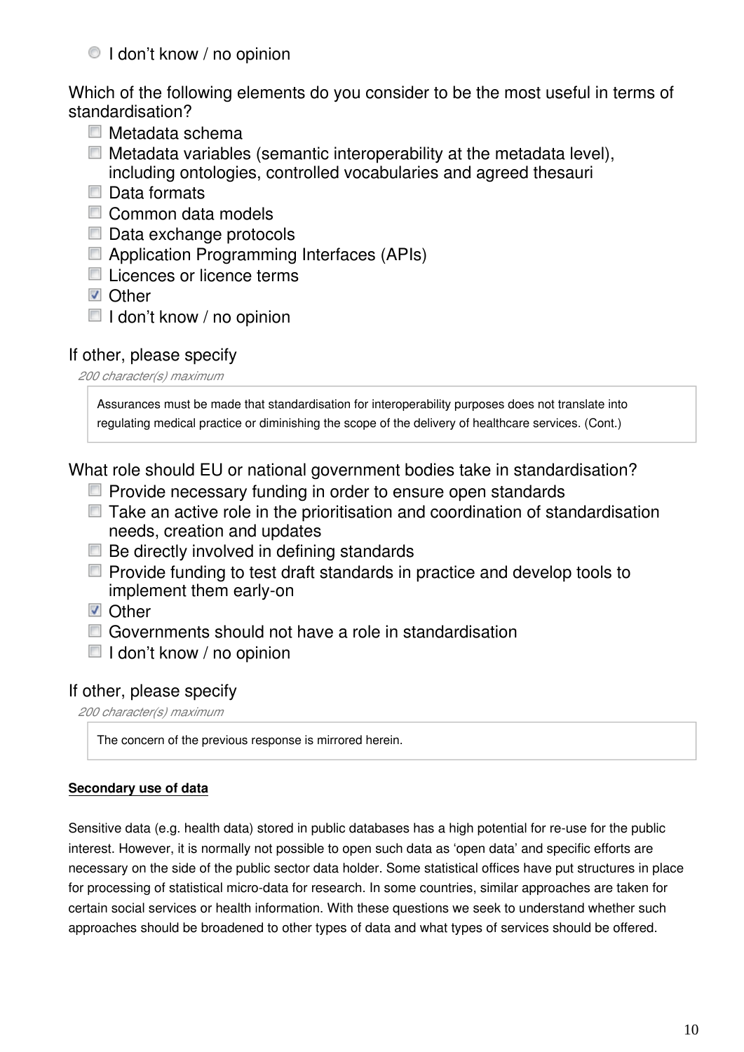- ○ I don't know / no opinion

Which of the following elements do you consider to be the most useful in terms of standardisation?

- [ ] Metadata schema
- [ ] Metadata variables (semantic interoperability at the metadata level), including ontologies, controlled vocabularies and agreed thesauri
- [ ] Data formats
- [ ] Common data models
- [ ] Data exchange protocols
- [ ] Application Programming Interfaces (APIs)
- [ ] Licences or licence terms
- [x] Other
- [ ] I don't know / no opinion

If other, please specify

*200 character(s) maximum*

> Assurances must be made that standardisation for interoperability purposes does not translate into regulating medical practice or diminishing the scope of the delivery of healthcare services. (Cont.)

What role should EU or national government bodies take in standardisation?

- [ ] Provide necessary funding in order to ensure open standards
- [ ] Take an active role in the prioritisation and coordination of standardisation needs, creation and updates
- [ ] Be directly involved in defining standards
- [ ] Provide funding to test draft standards in practice and develop tools to implement them early-on
- [x] Other
- [ ] Governments should not have a role in standardisation
- [ ] I don't know / no opinion

If other, please specify

*200 character(s) maximum*

> The concern of the previous response is mirrored herein.

**Secondary use of data**

Sensitive data (e.g. health data) stored in public databases has a high potential for re-use for the public interest. However, it is normally not possible to open such data as 'open data' and specific efforts are necessary on the side of the public sector data holder. Some statistical offices have put structures in place for processing of statistical micro-data for research. In some countries, similar approaches are taken for certain social services or health information. With these questions we seek to understand whether such approaches should be broadened to other types of data and what types of services should be offered.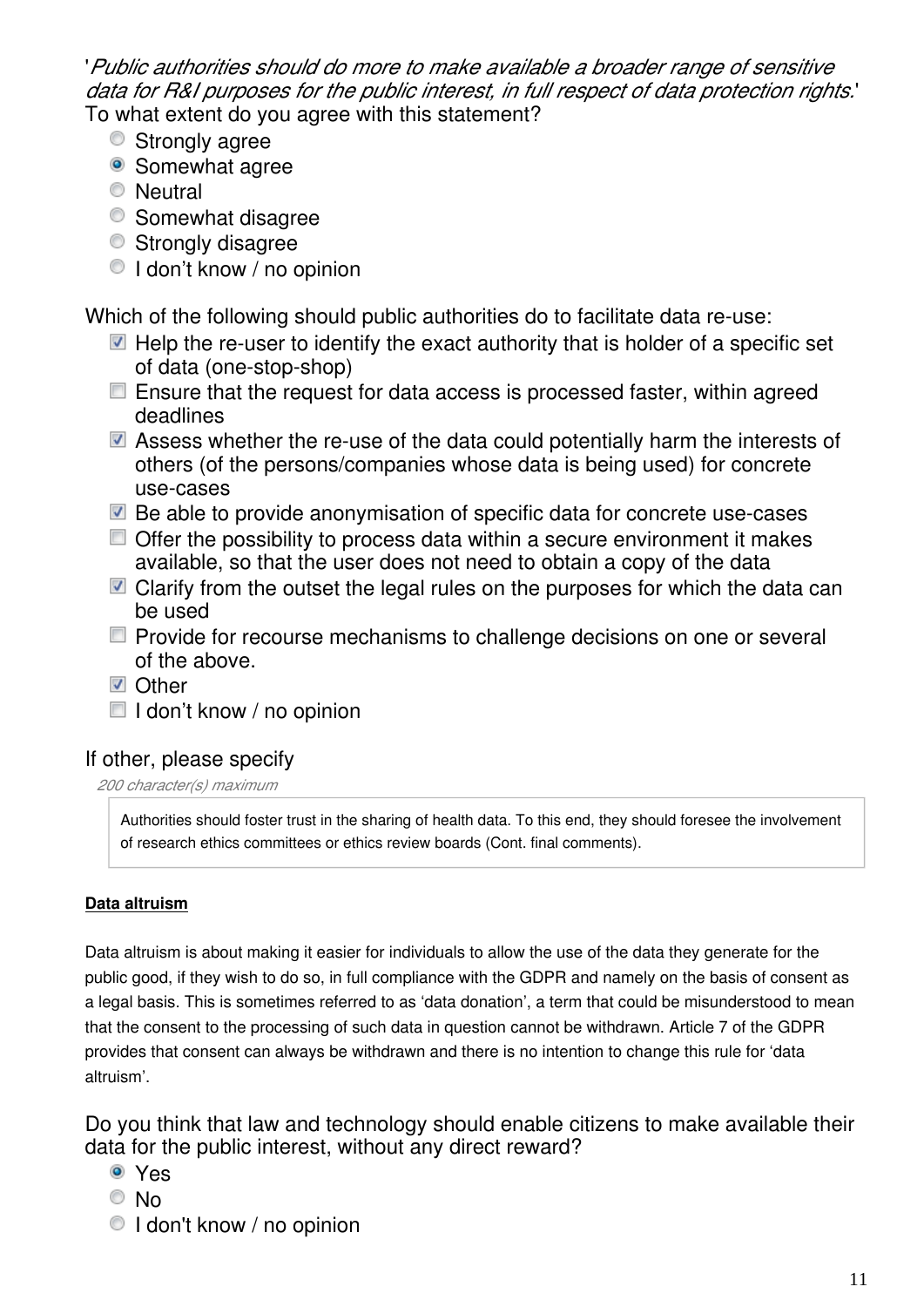'*Public authorities should do more to make available a broader range of sensitive data for R&I purposes for the public interest, in full respect of data protection rights.*'
To what extent do you agree with this statement?

- ○ Strongly agree
- ◉ Somewhat agree
- ○ Neutral
- ○ Somewhat disagree
- ○ Strongly disagree
- ○ I don't know / no opinion

Which of the following should public authorities do to facilitate data re-use:

- ☑ Help the re-user to identify the exact authority that is holder of a specific set of data (one-stop-shop)
- ☐ Ensure that the request for data access is processed faster, within agreed deadlines
- ☑ Assess whether the re-use of the data could potentially harm the interests of others (of the persons/companies whose data is being used) for concrete use-cases
- ☑ Be able to provide anonymisation of specific data for concrete use-cases
- ☐ Offer the possibility to process data within a secure environment it makes available, so that the user does not need to obtain a copy of the data
- ☑ Clarify from the outset the legal rules on the purposes for which the data can be used
- ☐ Provide for recourse mechanisms to challenge decisions on one or several of the above.
- ☑ Other
- ☐ I don't know / no opinion

If other, please specify

*200 character(s) maximum*

> Authorities should foster trust in the sharing of health data. To this end, they should foresee the involvement of research ethics committees or ethics review boards (Cont. final comments).

**Data altruism**

Data altruism is about making it easier for individuals to allow the use of the data they generate for the public good, if they wish to do so, in full compliance with the GDPR and namely on the basis of consent as a legal basis. This is sometimes referred to as 'data donation', a term that could be misunderstood to mean that the consent to the processing of such data in question cannot be withdrawn. Article 7 of the GDPR provides that consent can always be withdrawn and there is no intention to change this rule for 'data altruism'.

Do you think that law and technology should enable citizens to make available their data for the public interest, without any direct reward?

- ◉ Yes
- ○ No
- ○ I don't know / no opinion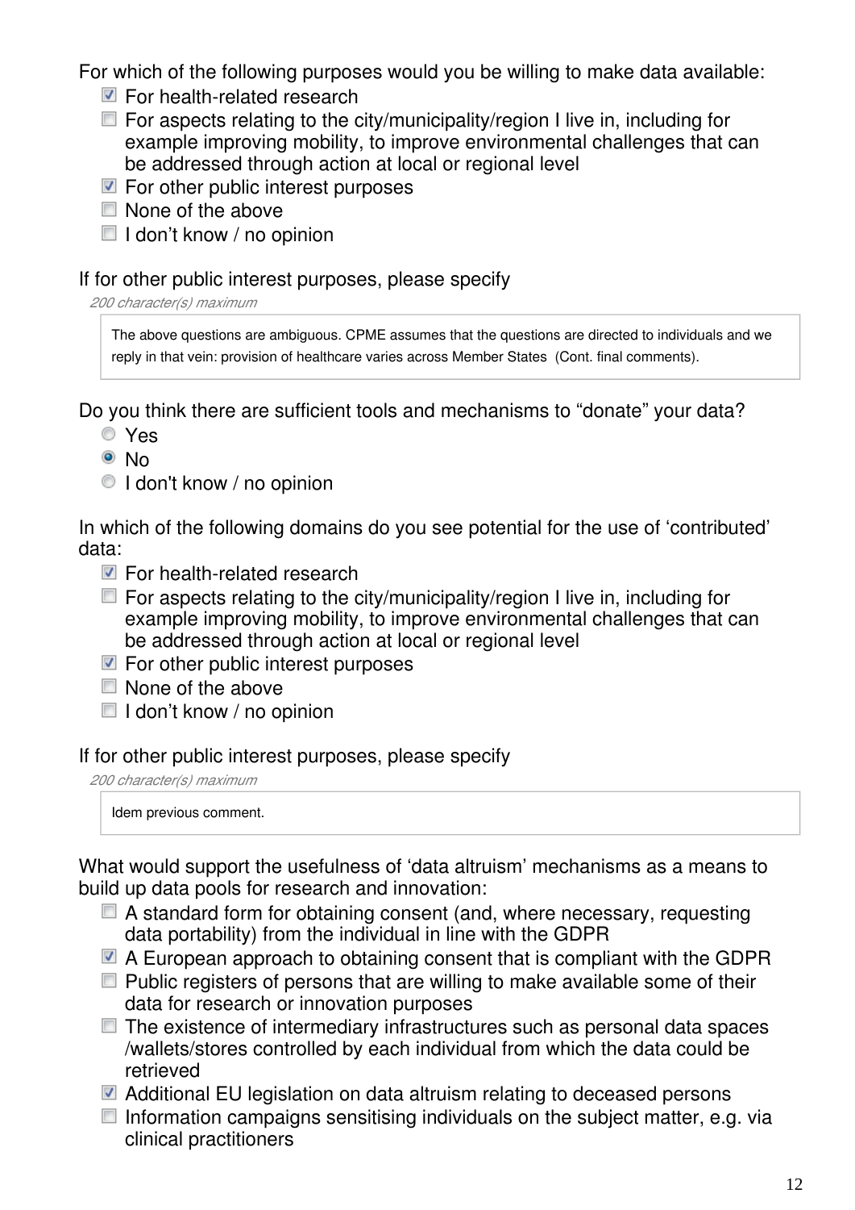For which of the following purposes would you be willing to make data available:

- [x] For health-related research
- [ ] For aspects relating to the city/municipality/region I live in, including for example improving mobility, to improve environmental challenges that can be addressed through action at local or regional level
- [x] For other public interest purposes
- [ ] None of the above
- [ ] I don't know / no opinion

If for other public interest purposes, please specify

*200 character(s) maximum*

> The above questions are ambiguous. CPME assumes that the questions are directed to individuals and we reply in that vein: provision of healthcare varies across Member States (Cont. final comments).

Do you think there are sufficient tools and mechanisms to "donate" your data?

- ◯ Yes
- ◉ No
- ◯ I don't know / no opinion

In which of the following domains do you see potential for the use of 'contributed' data:

- [x] For health-related research
- [ ] For aspects relating to the city/municipality/region I live in, including for example improving mobility, to improve environmental challenges that can be addressed through action at local or regional level
- [x] For other public interest purposes
- [ ] None of the above
- [ ] I don't know / no opinion

If for other public interest purposes, please specify

*200 character(s) maximum*

> Idem previous comment.

What would support the usefulness of 'data altruism' mechanisms as a means to build up data pools for research and innovation:

- [ ] A standard form for obtaining consent (and, where necessary, requesting data portability) from the individual in line with the GDPR
- [x] A European approach to obtaining consent that is compliant with the GDPR
- [ ] Public registers of persons that are willing to make available some of their data for research or innovation purposes
- [ ] The existence of intermediary infrastructures such as personal data spaces /wallets/stores controlled by each individual from which the data could be retrieved
- [x] Additional EU legislation on data altruism relating to deceased persons
- [ ] Information campaigns sensitising individuals on the subject matter, e.g. via clinical practitioners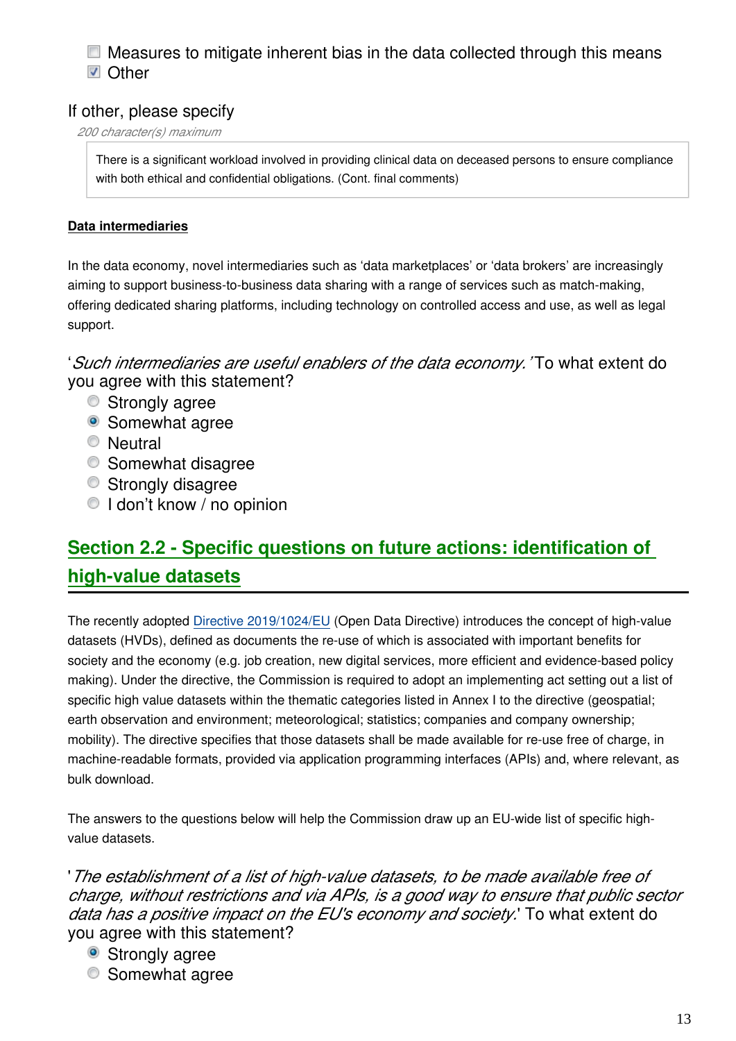- [ ] Measures to mitigate inherent bias in the data collected through this means
- [x] Other

If other, please specify

*200 character(s) maximum*

There is a significant workload involved in providing clinical data on deceased persons to ensure compliance with both ethical and confidential obligations. (Cont. final comments)

**Data intermediaries**

In the data economy, novel intermediaries such as 'data marketplaces' or 'data brokers' are increasingly aiming to support business-to-business data sharing with a range of services such as match-making, offering dedicated sharing platforms, including technology on controlled access and use, as well as legal support.

'*Such intermediaries are useful enablers of the data economy.*' To what extent do you agree with this statement?

- ( ) Strongly agree
- (•) Somewhat agree
- ( ) Neutral
- ( ) Somewhat disagree
- ( ) Strongly disagree
- ( ) I don't know / no opinion

## Section 2.2 - Specific questions on future actions: identification of high-value datasets

The recently adopted Directive 2019/1024/EU (Open Data Directive) introduces the concept of high-value datasets (HVDs), defined as documents the re-use of which is associated with important benefits for society and the economy (e.g. job creation, new digital services, more efficient and evidence-based policy making). Under the directive, the Commission is required to adopt an implementing act setting out a list of specific high value datasets within the thematic categories listed in Annex I to the directive (geospatial; earth observation and environment; meteorological; statistics; companies and company ownership; mobility). The directive specifies that those datasets shall be made available for re-use free of charge, in machine-readable formats, provided via application programming interfaces (APIs) and, where relevant, as bulk download.

The answers to the questions below will help the Commission draw up an EU-wide list of specific high-value datasets.

'*The establishment of a list of high-value datasets, to be made available free of charge, without restrictions and via APIs, is a good way to ensure that public sector data has a positive impact on the EU's economy and society.*' To what extent do you agree with this statement?

- (•) Strongly agree
- ( ) Somewhat agree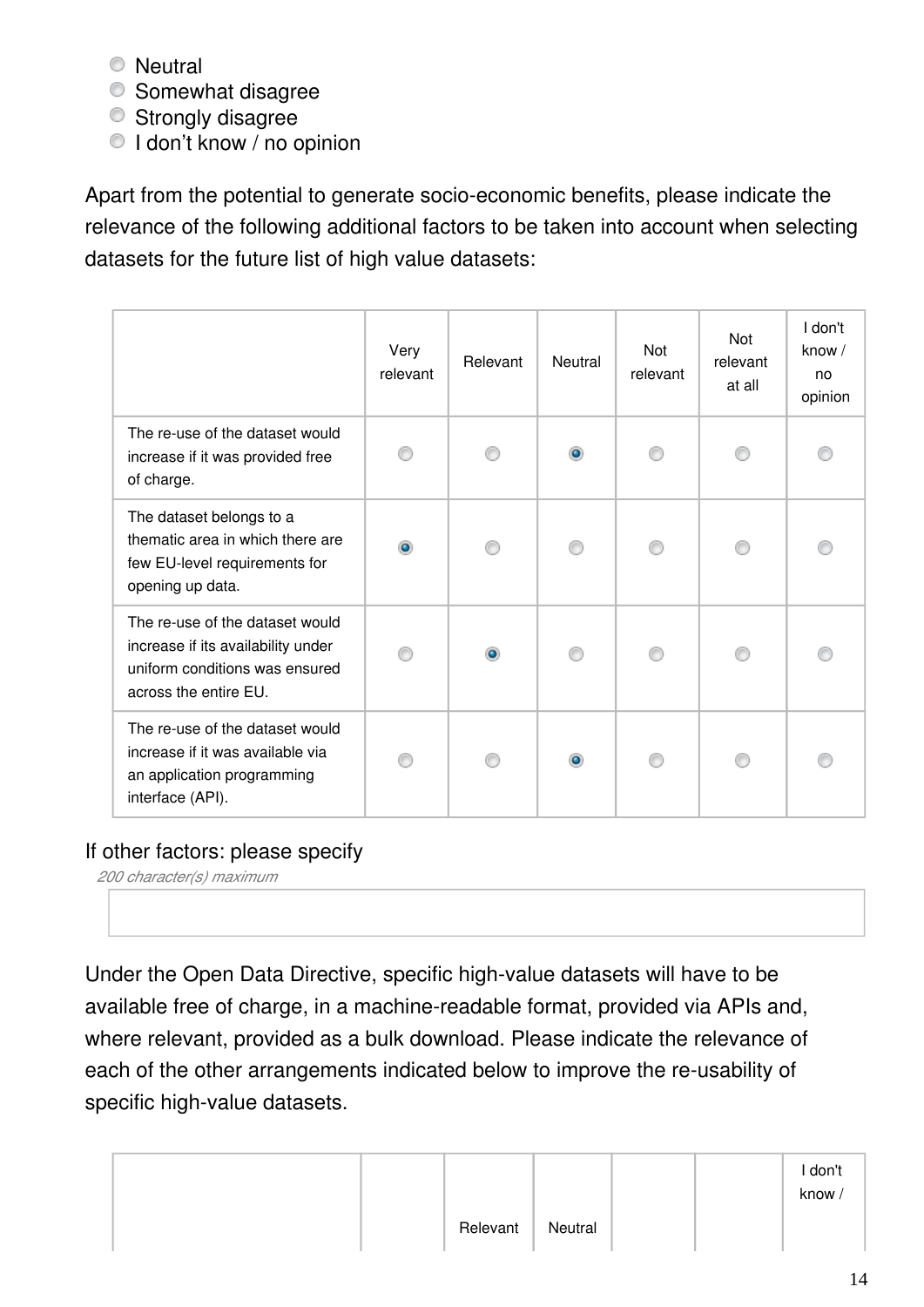- Neutral
- Somewhat disagree
- Strongly disagree
- I don't know / no opinion

Apart from the potential to generate socio-economic benefits, please indicate the relevance of the following additional factors to be taken into account when selecting datasets for the future list of high value datasets:

| | Very relevant | Relevant | Neutral | Not relevant | Not relevant at all | I don't know / no opinion |
|---|---|---|---|---|---|---|
| The re-use of the dataset would increase if it was provided free of charge. | | | X | | | |
| The dataset belongs to a thematic area in which there are few EU-level requirements for opening up data. | X | | | | | |
| The re-use of the dataset would increase if its availability under uniform conditions was ensured across the entire EU. | | X | | | | |
| The re-use of the dataset would increase if it was available via an application programming interface (API). | | | X | | | |

If other factors: please specify

*200 character(s) maximum*

Under the Open Data Directive, specific high-value datasets will have to be available free of charge, in a machine-readable format, provided via APIs and, where relevant, provided as a bulk download. Please indicate the relevance of each of the other arrangements indicated below to improve the re-usability of specific high-value datasets.

| | | Relevant | Neutral | | | I don't know / |
|---|---|---|---|---|---|---|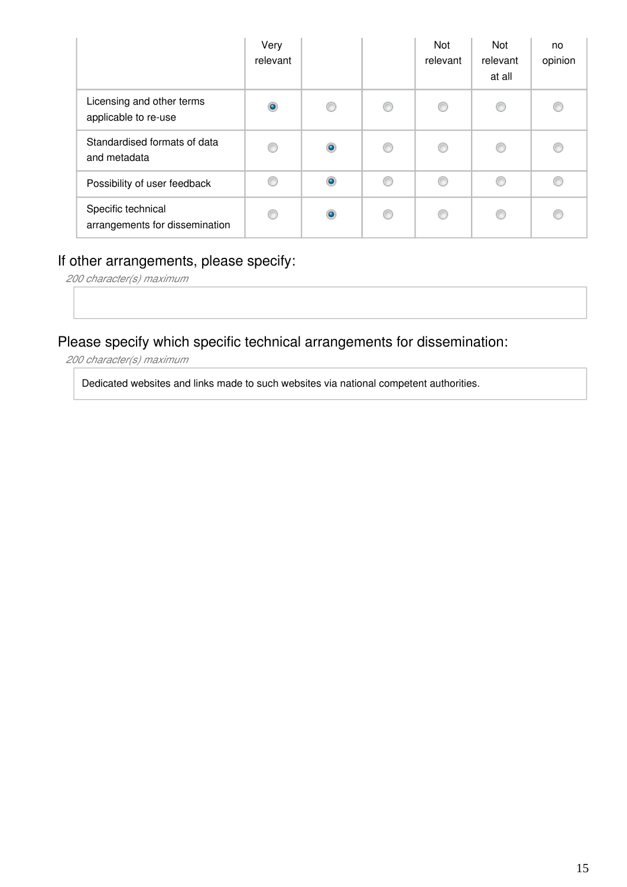| | Very relevant | | | Not relevant | Not relevant at all | no opinion |
|---|---|---|---|---|---|---|
| Licensing and other terms applicable to re-use | ◉ | ○ | ○ | ○ | ○ | ○ |
| Standardised formats of data and metadata | ○ | ◉ | ○ | ○ | ○ | ○ |
| Possibility of user feedback | ○ | ◉ | ○ | ○ | ○ | ○ |
| Specific technical arrangements for dissemination | ○ | ◉ | ○ | ○ | ○ | ○ |

## If other arrangements, please specify:

*200 character(s) maximum*

## Please specify which specific technical arrangements for dissemination:

*200 character(s) maximum*

Dedicated websites and links made to such websites via national competent authorities.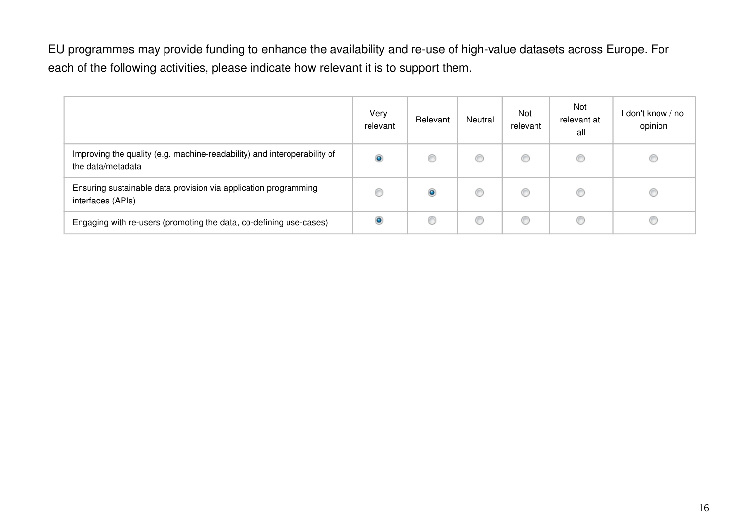EU programmes may provide funding to enhance the availability and re-use of high-value datasets across Europe. For each of the following activities, please indicate how relevant it is to support them.

| | Very relevant | Relevant | Neutral | Not relevant | Not relevant at all | I don't know / no opinion |
|---|---|---|---|---|---|---|
| Improving the quality (e.g. machine-readability) and interoperability of the data/metadata | ◉ | ○ | ○ | ○ | ○ | ○ |
| Ensuring sustainable data provision via application programming interfaces (APIs) | ○ | ◉ | ○ | ○ | ○ | ○ |
| Engaging with re-users (promoting the data, co-defining use-cases) | ◉ | ○ | ○ | ○ | ○ | ○ |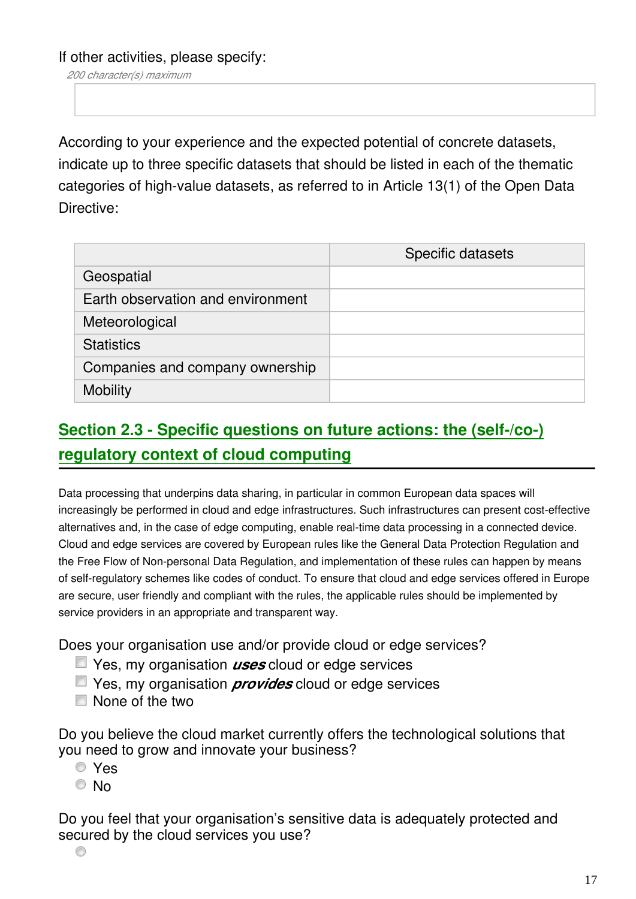If other activities, please specify:

*200 character(s) maximum*

According to your experience and the expected potential of concrete datasets, indicate up to three specific datasets that should be listed in each of the thematic categories of high-value datasets, as referred to in Article 13(1) of the Open Data Directive:

| | Specific datasets |
|---|---|
| Geospatial | |
| Earth observation and environment | |
| Meteorological | |
| Statistics | |
| Companies and company ownership | |
| Mobility | |

## Section 2.3 - Specific questions on future actions: the (self-/co-) regulatory context of cloud computing

Data processing that underpins data sharing, in particular in common European data spaces will increasingly be performed in cloud and edge infrastructures. Such infrastructures can present cost-effective alternatives and, in the case of edge computing, enable real-time data processing in a connected device. Cloud and edge services are covered by European rules like the General Data Protection Regulation and the Free Flow of Non-personal Data Regulation, and implementation of these rules can happen by means of self-regulatory schemes like codes of conduct. To ensure that cloud and edge services offered in Europe are secure, user friendly and compliant with the rules, the applicable rules should be implemented by service providers in an appropriate and transparent way.

Does your organisation use and/or provide cloud or edge services?

- Yes, my organisation ***uses*** cloud or edge services
- Yes, my organisation ***provides*** cloud or edge services
- None of the two

Do you believe the cloud market currently offers the technological solutions that you need to grow and innovate your business?

- Yes
- No

Do you feel that your organisation's sensitive data is adequately protected and secured by the cloud services you use?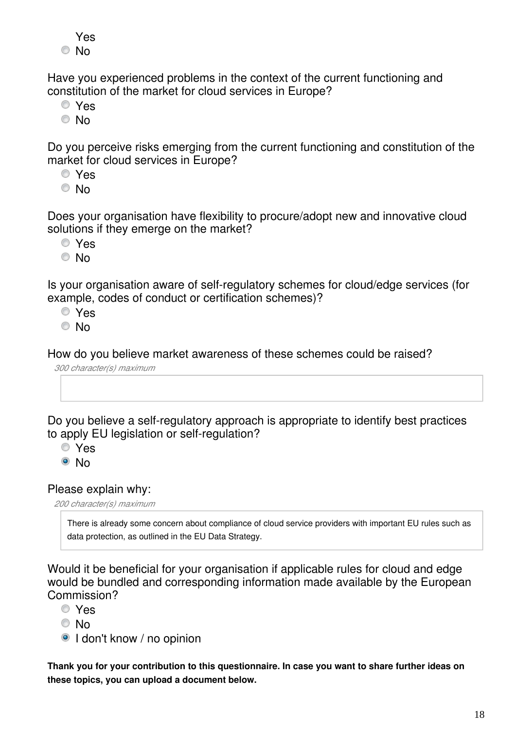Yes
- No

Have you experienced problems in the context of the current functioning and constitution of the market for cloud services in Europe?
- Yes
- No

Do you perceive risks emerging from the current functioning and constitution of the market for cloud services in Europe?
- Yes
- No

Does your organisation have flexibility to procure/adopt new and innovative cloud solutions if they emerge on the market?
- Yes
- No

Is your organisation aware of self-regulatory schemes for cloud/edge services (for example, codes of conduct or certification schemes)?
- Yes
- No

How do you believe market awareness of these schemes could be raised?

*300 character(s) maximum*

Do you believe a self-regulatory approach is appropriate to identify best practices to apply EU legislation or self-regulation?
- Yes
- ● No

Please explain why:

*200 character(s) maximum*

There is already some concern about compliance of cloud service providers with important EU rules such as data protection, as outlined in the EU Data Strategy.

Would it be beneficial for your organisation if applicable rules for cloud and edge would be bundled and corresponding information made available by the European Commission?
- Yes
- No
- ● I don't know / no opinion

**Thank you for your contribution to this questionnaire. In case you want to share further ideas on these topics, you can upload a document below.**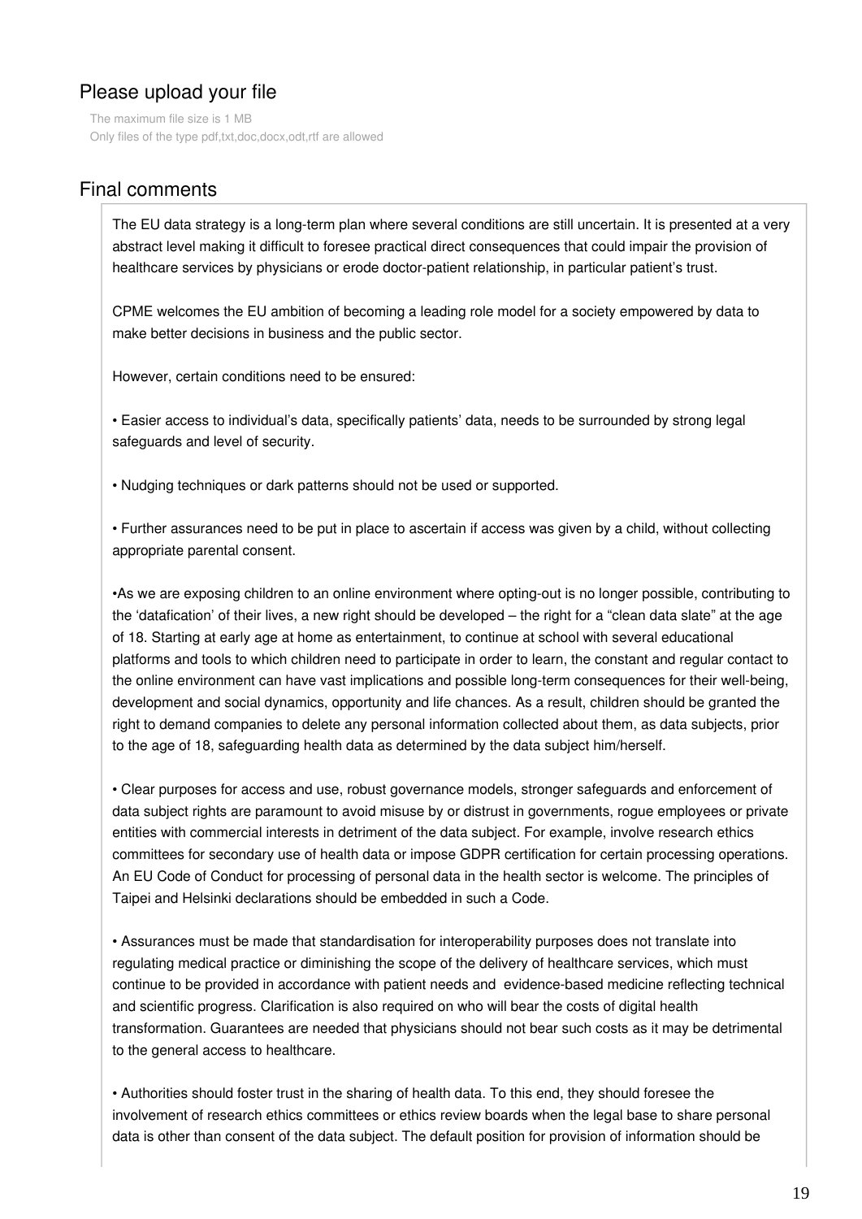## Please upload your file

The maximum file size is 1 MB
Only files of the type pdf,txt,doc,docx,odt,rtf are allowed

## Final comments

The EU data strategy is a long-term plan where several conditions are still uncertain. It is presented at a very abstract level making it difficult to foresee practical direct consequences that could impair the provision of healthcare services by physicians or erode doctor-patient relationship, in particular patient's trust.

CPME welcomes the EU ambition of becoming a leading role model for a society empowered by data to make better decisions in business and the public sector.

However, certain conditions need to be ensured:

• Easier access to individual's data, specifically patients' data, needs to be surrounded by strong legal safeguards and level of security.

• Nudging techniques or dark patterns should not be used or supported.

• Further assurances need to be put in place to ascertain if access was given by a child, without collecting appropriate parental consent.

•As we are exposing children to an online environment where opting-out is no longer possible, contributing to the 'datafication' of their lives, a new right should be developed – the right for a "clean data slate" at the age of 18. Starting at early age at home as entertainment, to continue at school with several educational platforms and tools to which children need to participate in order to learn, the constant and regular contact to the online environment can have vast implications and possible long-term consequences for their well-being, development and social dynamics, opportunity and life chances. As a result, children should be granted the right to demand companies to delete any personal information collected about them, as data subjects, prior to the age of 18, safeguarding health data as determined by the data subject him/herself.

• Clear purposes for access and use, robust governance models, stronger safeguards and enforcement of data subject rights are paramount to avoid misuse by or distrust in governments, rogue employees or private entities with commercial interests in detriment of the data subject. For example, involve research ethics committees for secondary use of health data or impose GDPR certification for certain processing operations. An EU Code of Conduct for processing of personal data in the health sector is welcome. The principles of Taipei and Helsinki declarations should be embedded in such a Code.

• Assurances must be made that standardisation for interoperability purposes does not translate into regulating medical practice or diminishing the scope of the delivery of healthcare services, which must continue to be provided in accordance with patient needs and evidence-based medicine reflecting technical and scientific progress. Clarification is also required on who will bear the costs of digital health transformation. Guarantees are needed that physicians should not bear such costs as it may be detrimental to the general access to healthcare.

• Authorities should foster trust in the sharing of health data. To this end, they should foresee the involvement of research ethics committees or ethics review boards when the legal base to share personal data is other than consent of the data subject. The default position for provision of information should be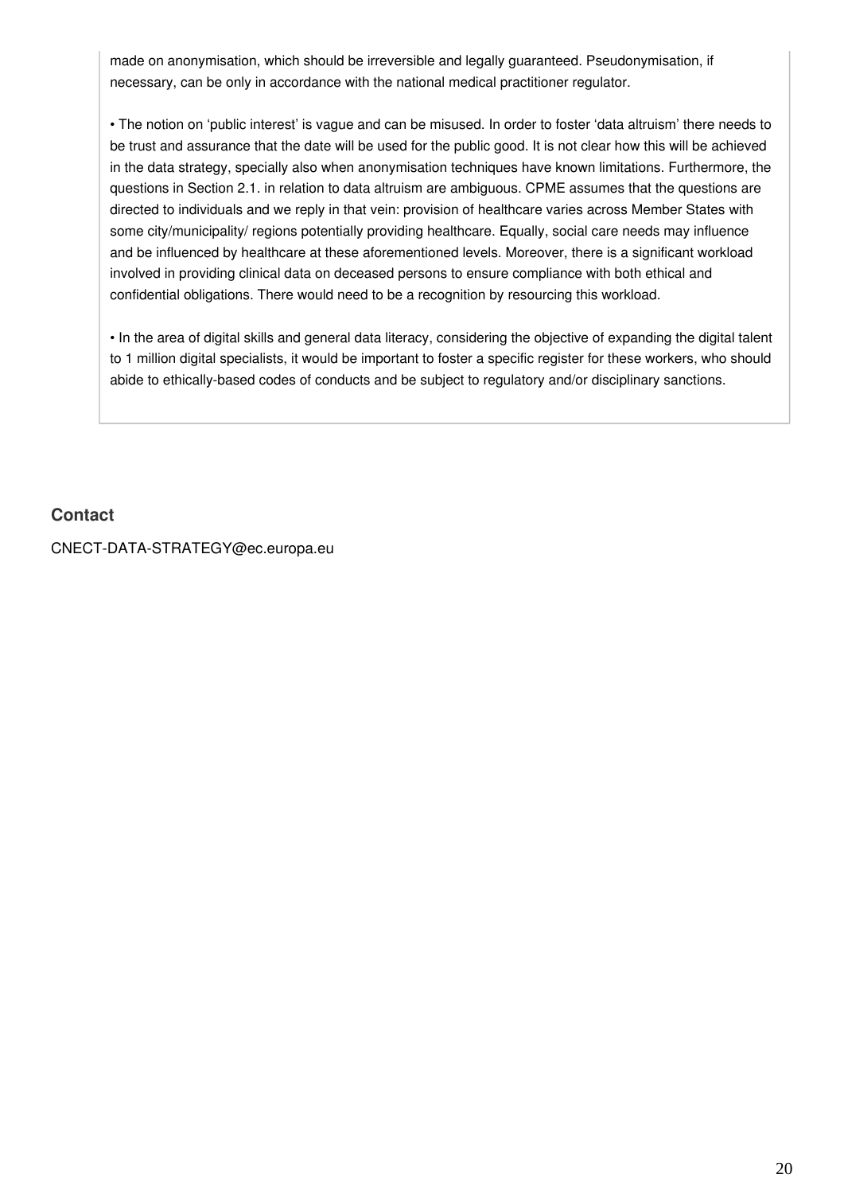made on anonymisation, which should be irreversible and legally guaranteed. Pseudonymisation, if necessary, can be only in accordance with the national medical practitioner regulator.

• The notion on 'public interest' is vague and can be misused. In order to foster 'data altruism' there needs to be trust and assurance that the date will be used for the public good. It is not clear how this will be achieved in the data strategy, specially also when anonymisation techniques have known limitations. Furthermore, the questions in Section 2.1. in relation to data altruism are ambiguous. CPME assumes that the questions are directed to individuals and we reply in that vein: provision of healthcare varies across Member States with some city/municipality/ regions potentially providing healthcare. Equally, social care needs may influence and be influenced by healthcare at these aforementioned levels. Moreover, there is a significant workload involved in providing clinical data on deceased persons to ensure compliance with both ethical and confidential obligations. There would need to be a recognition by resourcing this workload.

• In the area of digital skills and general data literacy, considering the objective of expanding the digital talent to 1 million digital specialists, it would be important to foster a specific register for these workers, who should abide to ethically-based codes of conducts and be subject to regulatory and/or disciplinary sanctions.

## Contact

CNECT-DATA-STRATEGY@ec.europa.eu